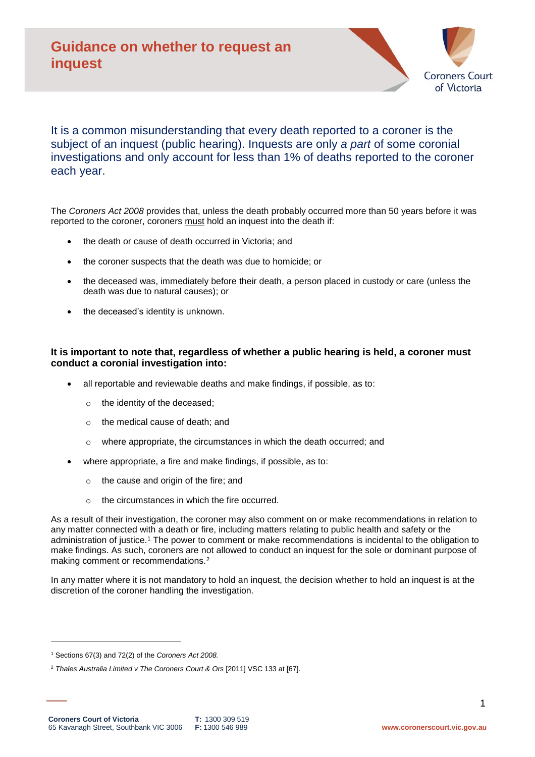# Guidance on whether to request an inquest

Coroners Court of Victoria

It is a common misunderstanding that every death reported to a coroner is the subject of an inquest (public hearing). Inquests are only *a part* of some coronial investigations and only account for less than 1% of deaths reported to the coroner each year.

The *Coroners Act 2008* provides that, unless the death probably occurred more than 50 years before it was reported to the coroner, coroners <u>must</u> hold an inquest into the death if:

- the death or cause of death occurred in Victoria; and
- the coroner suspects that the death was due to homicide; or
- the deceased was, immediately before their death, a person placed in custody or care (unless the death was due to natural causes); or
- the deceased's identity is unknown.

**It is important to note that, regardless of whether a public hearing is held, a coroner must conduct a coronial investigation into:**

- all reportable and reviewable deaths and make findings, if possible, as to:
  - the identity of the deceased;
  - the medical cause of death; and
  - where appropriate, the circumstances in which the death occurred; and
- where appropriate, a fire and make findings, if possible, as to:
  - the cause and origin of the fire; and
  - the circumstances in which the fire occurred.

As a result of their investigation, the coroner may also comment on or make recommendations in relation to any matter connected with a death or fire, including matters relating to public health and safety or the administration of justice.[1] The power to comment or make recommendations is incidental to the obligation to make findings. As such, coroners are not allowed to conduct an inquest for the sole or dominant purpose of making comment or recommendations.[2]

In any matter where it is not mandatory to hold an inquest, the decision whether to hold an inquest is at the discretion of the coroner handling the investigation.

---

[1] Sections 67(3) and 72(2) of the *Coroners Act 2008.*

[2] *Thales Australia Limited v The Coroners Court & Ors* [2011] VSC 133 at [67].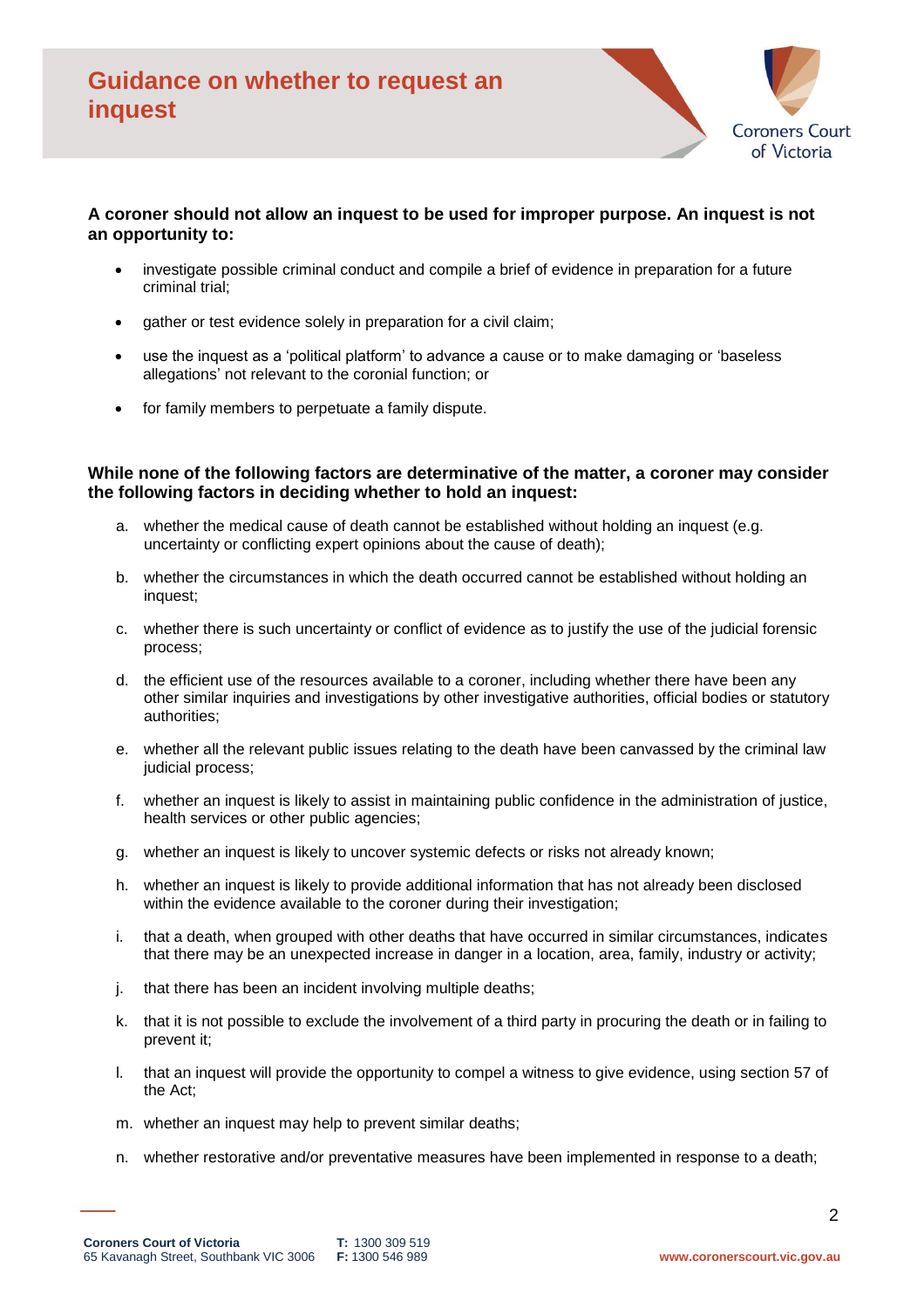# Guidance on whether to request an inquest

**A coroner should not allow an inquest to be used for improper purpose. An inquest is not an opportunity to:**

- investigate possible criminal conduct and compile a brief of evidence in preparation for a future criminal trial;
- gather or test evidence solely in preparation for a civil claim;
- use the inquest as a 'political platform' to advance a cause or to make damaging or 'baseless allegations' not relevant to the coronial function; or
- for family members to perpetuate a family dispute.

**While none of the following factors are determinative of the matter, a coroner may consider the following factors in deciding whether to hold an inquest:**

a. whether the medical cause of death cannot be established without holding an inquest (e.g. uncertainty or conflicting expert opinions about the cause of death);

b. whether the circumstances in which the death occurred cannot be established without holding an inquest;

c. whether there is such uncertainty or conflict of evidence as to justify the use of the judicial forensic process;

d. the efficient use of the resources available to a coroner, including whether there have been any other similar inquiries and investigations by other investigative authorities, official bodies or statutory authorities;

e. whether all the relevant public issues relating to the death have been canvassed by the criminal law judicial process;

f. whether an inquest is likely to assist in maintaining public confidence in the administration of justice, health services or other public agencies;

g. whether an inquest is likely to uncover systemic defects or risks not already known;

h. whether an inquest is likely to provide additional information that has not already been disclosed within the evidence available to the coroner during their investigation;

i. that a death, when grouped with other deaths that have occurred in similar circumstances, indicates that there may be an unexpected increase in danger in a location, area, family, industry or activity;

j. that there has been an incident involving multiple deaths;

k. that it is not possible to exclude the involvement of a third party in procuring the death or in failing to prevent it;

l. that an inquest will provide the opportunity to compel a witness to give evidence, using section 57 of the Act;

m. whether an inquest may help to prevent similar deaths;

n. whether restorative and/or preventative measures have been implemented in response to a death;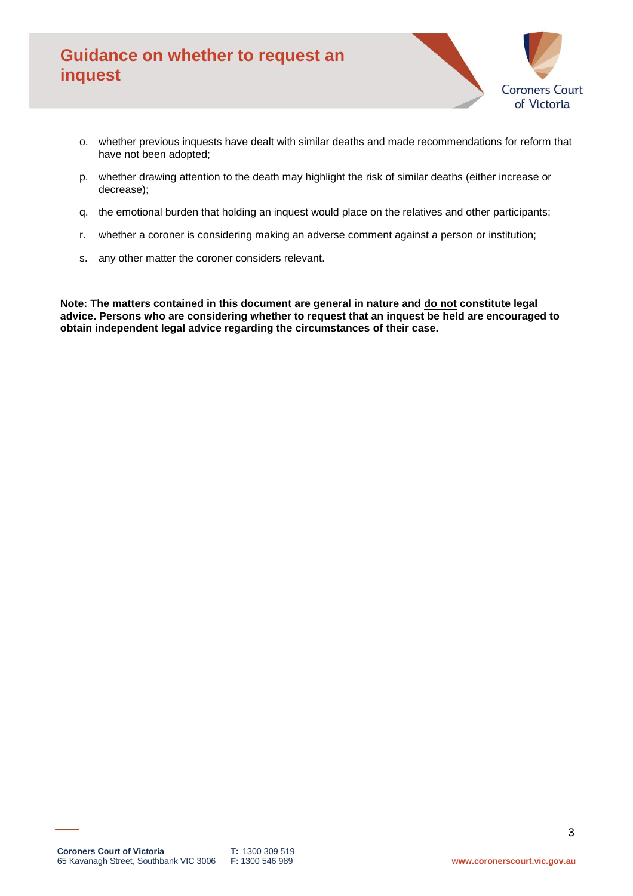o. whether previous inquests have dealt with similar deaths and made recommendations for reform that have not been adopted;

p. whether drawing attention to the death may highlight the risk of similar deaths (either increase or decrease);

q. the emotional burden that holding an inquest would place on the relatives and other participants;

r. whether a coroner is considering making an adverse comment against a person or institution;

s. any other matter the coroner considers relevant.

**Note: The matters contained in this document are general in nature and <u>do not</u> constitute legal advice. Persons who are considering whether to request that an inquest be held are encouraged to obtain independent legal advice regarding the circumstances of their case.**